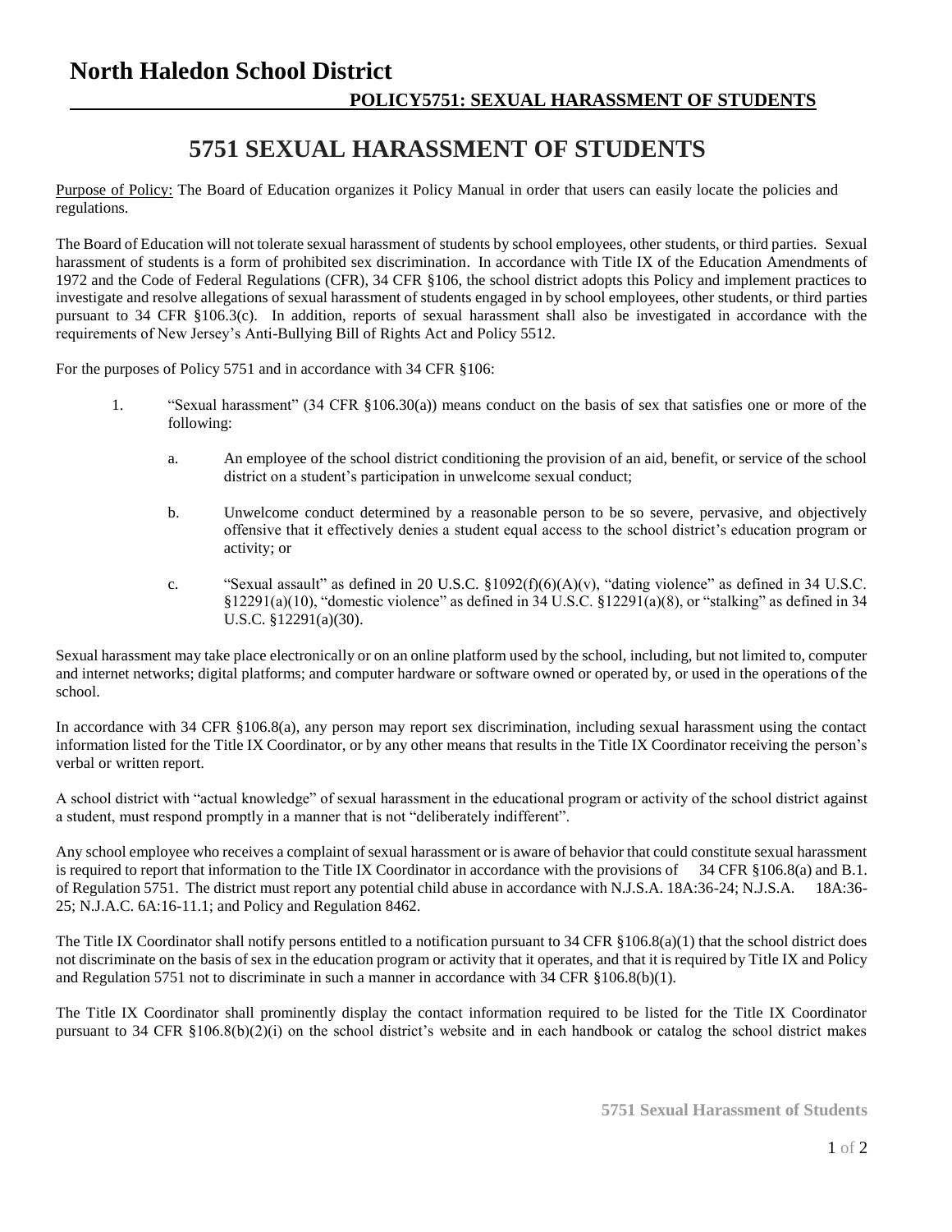# North Haledon School District

## POLICY5751: SEXUAL HARASSMENT OF STUDENTS

# 5751 SEXUAL HARASSMENT OF STUDENTS

Purpose of Policy: The Board of Education organizes it Policy Manual in order that users can easily locate the policies and regulations.

The Board of Education will not tolerate sexual harassment of students by school employees, other students, or third parties. Sexual harassment of students is a form of prohibited sex discrimination. In accordance with Title IX of the Education Amendments of 1972 and the Code of Federal Regulations (CFR), 34 CFR §106, the school district adopts this Policy and implement practices to investigate and resolve allegations of sexual harassment of students engaged in by school employees, other students, or third parties pursuant to 34 CFR §106.3(c). In addition, reports of sexual harassment shall also be investigated in accordance with the requirements of New Jersey's Anti-Bullying Bill of Rights Act and Policy 5512.

For the purposes of Policy 5751 and in accordance with 34 CFR §106:

1. "Sexual harassment" (34 CFR §106.30(a)) means conduct on the basis of sex that satisfies one or more of the following:

   a. An employee of the school district conditioning the provision of an aid, benefit, or service of the school district on a student's participation in unwelcome sexual conduct;

   b. Unwelcome conduct determined by a reasonable person to be so severe, pervasive, and objectively offensive that it effectively denies a student equal access to the school district's education program or activity; or

   c. "Sexual assault" as defined in 20 U.S.C. §1092(f)(6)(A)(v), "dating violence" as defined in 34 U.S.C. §12291(a)(10), "domestic violence" as defined in 34 U.S.C. §12291(a)(8), or "stalking" as defined in 34 U.S.C. §12291(a)(30).

Sexual harassment may take place electronically or on an online platform used by the school, including, but not limited to, computer and internet networks; digital platforms; and computer hardware or software owned or operated by, or used in the operations of the school.

In accordance with 34 CFR §106.8(a), any person may report sex discrimination, including sexual harassment using the contact information listed for the Title IX Coordinator, or by any other means that results in the Title IX Coordinator receiving the person's verbal or written report.

A school district with "actual knowledge" of sexual harassment in the educational program or activity of the school district against a student, must respond promptly in a manner that is not "deliberately indifferent".

Any school employee who receives a complaint of sexual harassment or is aware of behavior that could constitute sexual harassment is required to report that information to the Title IX Coordinator in accordance with the provisions of 34 CFR §106.8(a) and B.1. of Regulation 5751. The district must report any potential child abuse in accordance with N.J.S.A. 18A:36-24; N.J.S.A. 18A:36-25; N.J.A.C. 6A:16-11.1; and Policy and Regulation 8462.

The Title IX Coordinator shall notify persons entitled to a notification pursuant to 34 CFR §106.8(a)(1) that the school district does not discriminate on the basis of sex in the education program or activity that it operates, and that it is required by Title IX and Policy and Regulation 5751 not to discriminate in such a manner in accordance with 34 CFR §106.8(b)(1).

The Title IX Coordinator shall prominently display the contact information required to be listed for the Title IX Coordinator pursuant to 34 CFR §106.8(b)(2)(i) on the school district's website and in each handbook or catalog the school district makes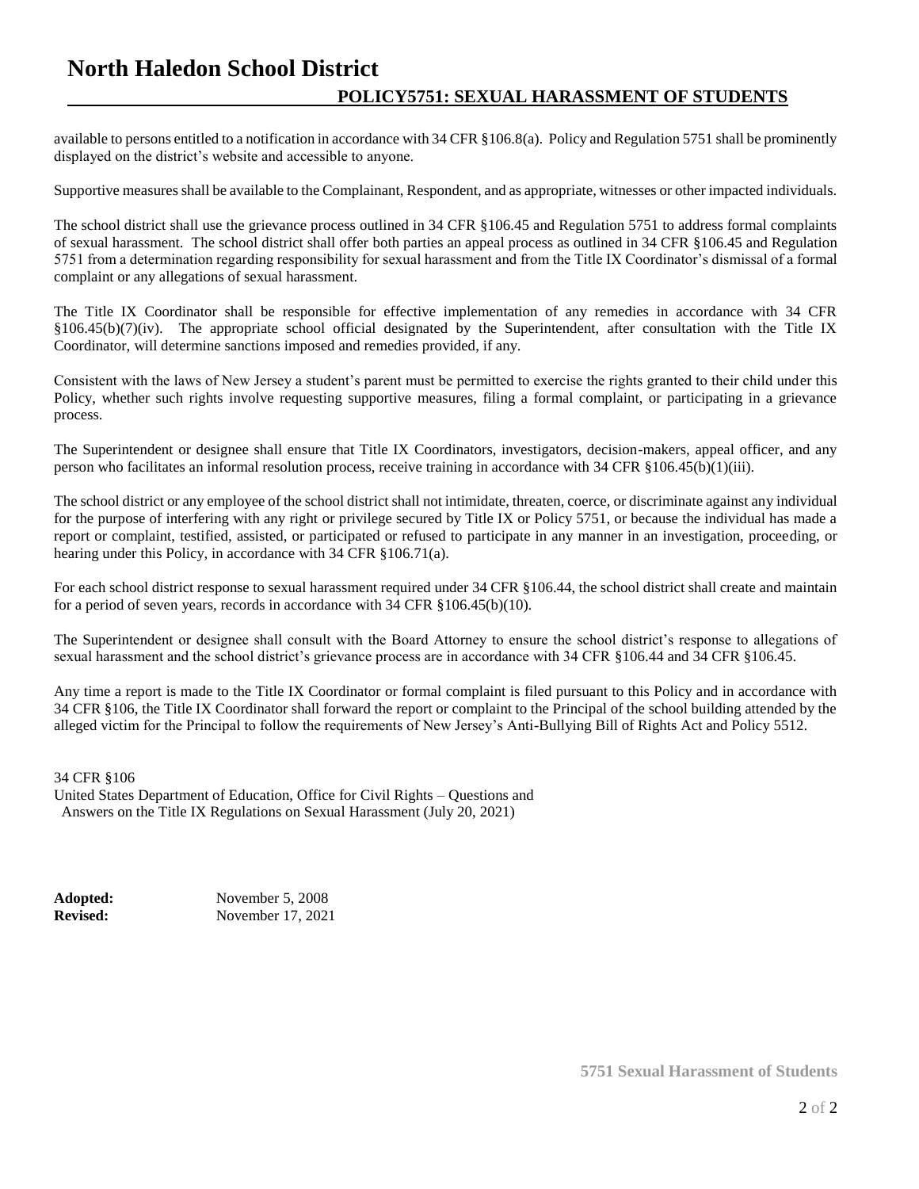available to persons entitled to a notification in accordance with 34 CFR §106.8(a). Policy and Regulation 5751 shall be prominently displayed on the district's website and accessible to anyone.

Supportive measures shall be available to the Complainant, Respondent, and as appropriate, witnesses or other impacted individuals.

The school district shall use the grievance process outlined in 34 CFR §106.45 and Regulation 5751 to address formal complaints of sexual harassment. The school district shall offer both parties an appeal process as outlined in 34 CFR §106.45 and Regulation 5751 from a determination regarding responsibility for sexual harassment and from the Title IX Coordinator's dismissal of a formal complaint or any allegations of sexual harassment.

The Title IX Coordinator shall be responsible for effective implementation of any remedies in accordance with 34 CFR §106.45(b)(7)(iv). The appropriate school official designated by the Superintendent, after consultation with the Title IX Coordinator, will determine sanctions imposed and remedies provided, if any.

Consistent with the laws of New Jersey a student's parent must be permitted to exercise the rights granted to their child under this Policy, whether such rights involve requesting supportive measures, filing a formal complaint, or participating in a grievance process.

The Superintendent or designee shall ensure that Title IX Coordinators, investigators, decision-makers, appeal officer, and any person who facilitates an informal resolution process, receive training in accordance with 34 CFR §106.45(b)(1)(iii).

The school district or any employee of the school district shall not intimidate, threaten, coerce, or discriminate against any individual for the purpose of interfering with any right or privilege secured by Title IX or Policy 5751, or because the individual has made a report or complaint, testified, assisted, or participated or refused to participate in any manner in an investigation, proceeding, or hearing under this Policy, in accordance with 34 CFR §106.71(a).

For each school district response to sexual harassment required under 34 CFR §106.44, the school district shall create and maintain for a period of seven years, records in accordance with 34 CFR §106.45(b)(10).

The Superintendent or designee shall consult with the Board Attorney to ensure the school district's response to allegations of sexual harassment and the school district's grievance process are in accordance with 34 CFR §106.44 and 34 CFR §106.45.

Any time a report is made to the Title IX Coordinator or formal complaint is filed pursuant to this Policy and in accordance with 34 CFR §106, the Title IX Coordinator shall forward the report or complaint to the Principal of the school building attended by the alleged victim for the Principal to follow the requirements of New Jersey's Anti-Bullying Bill of Rights Act and Policy 5512.

34 CFR §106
United States Department of Education, Office for Civil Rights – Questions and Answers on the Title IX Regulations on Sexual Harassment (July 20, 2021)

**Adopted:** November 5, 2008
**Revised:** November 17, 2021